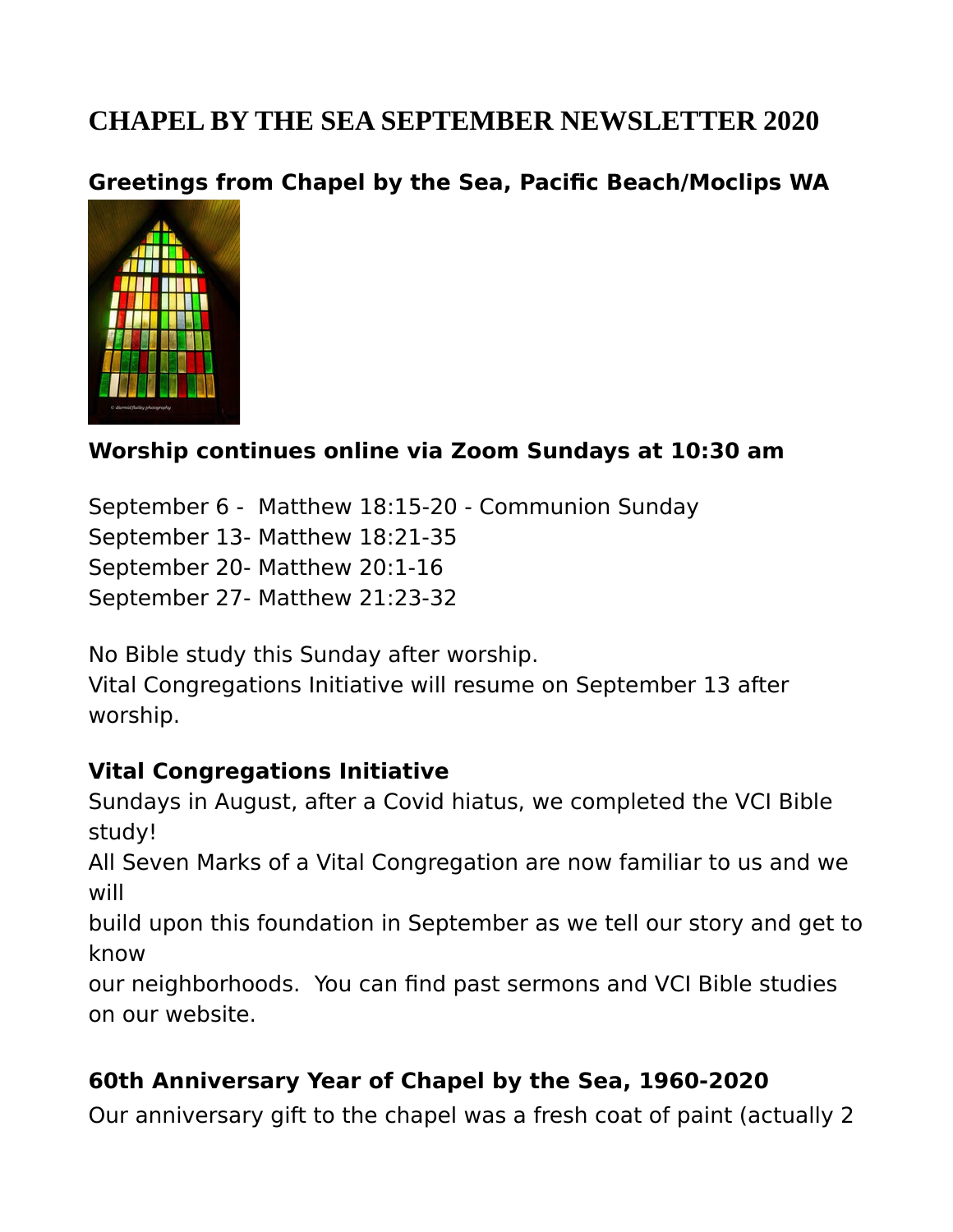# CHAPEL BY THE SEA SEPTEMBER NEWSLETTER 2020

### Greetings from Chapel by the Sea, Pacific Beach/Moclips WA

### Worship continues online via Zoom Sundays at 10:30 am

September 6 - Matthew 18:15-20 - Communion Sunday
September 13- Matthew 18:21-35
September 20- Matthew 20:1-16
September 27- Matthew 21:23-32

No Bible study this Sunday after worship.
Vital Congregations Initiative will resume on September 13 after worship.

### Vital Congregations Initiative

Sundays in August, after a Covid hiatus, we completed the VCI Bible study!
All Seven Marks of a Vital Congregation are now familiar to us and we will
build upon this foundation in September as we tell our story and get to know
our neighborhoods. You can find past sermons and VCI Bible studies on our website.

### 60th Anniversary Year of Chapel by the Sea, 1960-2020

Our anniversary gift to the chapel was a fresh coat of paint (actually 2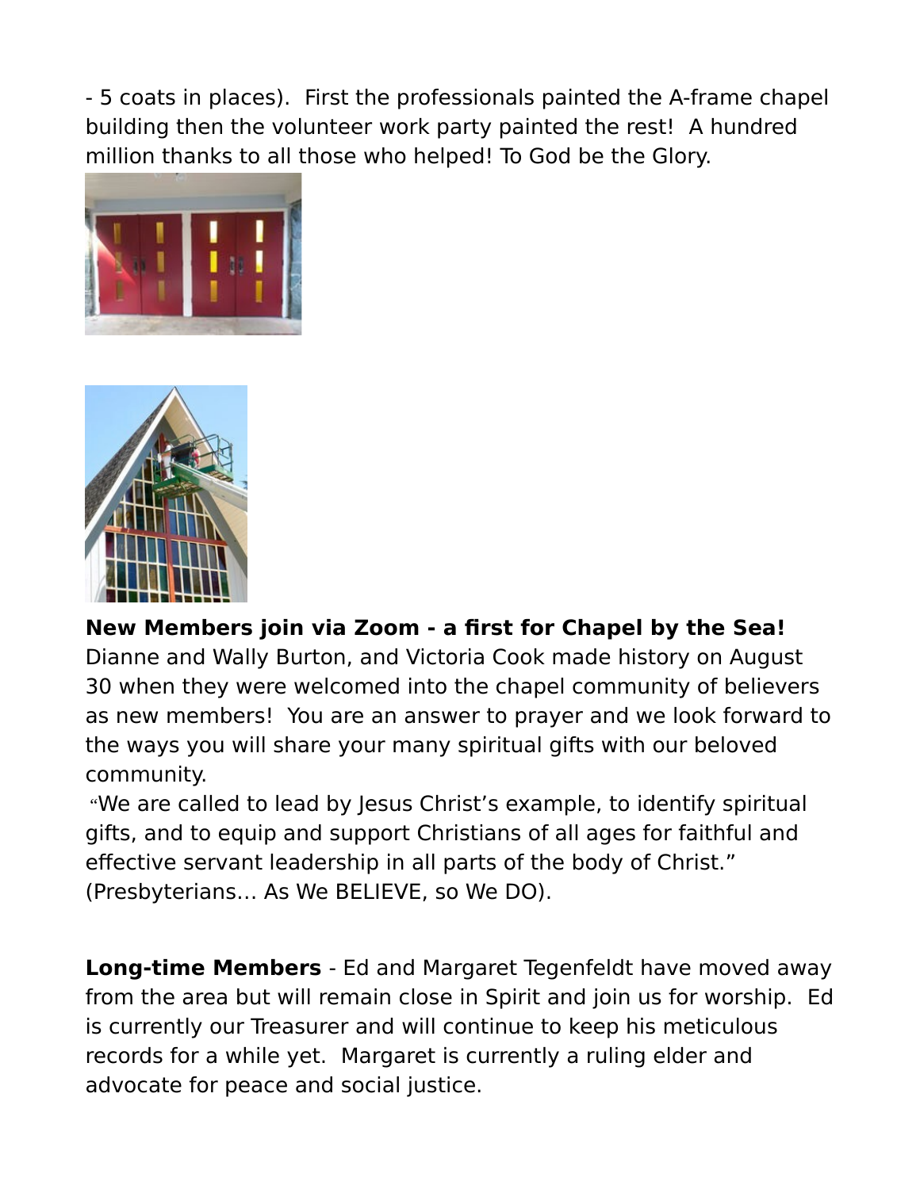- 5 coats in places).  First the professionals painted the A-frame chapel building then the volunteer work party painted the rest!  A hundred million thanks to all those who helped! To God be the Glory.

**New Members join via Zoom - a first for Chapel by the Sea!** Dianne and Wally Burton, and Victoria Cook made history on August 30 when they were welcomed into the chapel community of believers as new members!  You are an answer to prayer and we look forward to the ways you will share your many spiritual gifts with our beloved community.

"We are called to lead by Jesus Christ's example, to identify spiritual gifts, and to equip and support Christians of all ages for faithful and effective servant leadership in all parts of the body of Christ." (Presbyterians… As We BELIEVE, so We DO).

**Long-time Members** - Ed and Margaret Tegenfeldt have moved away from the area but will remain close in Spirit and join us for worship.  Ed is currently our Treasurer and will continue to keep his meticulous records for a while yet.  Margaret is currently a ruling elder and advocate for peace and social justice.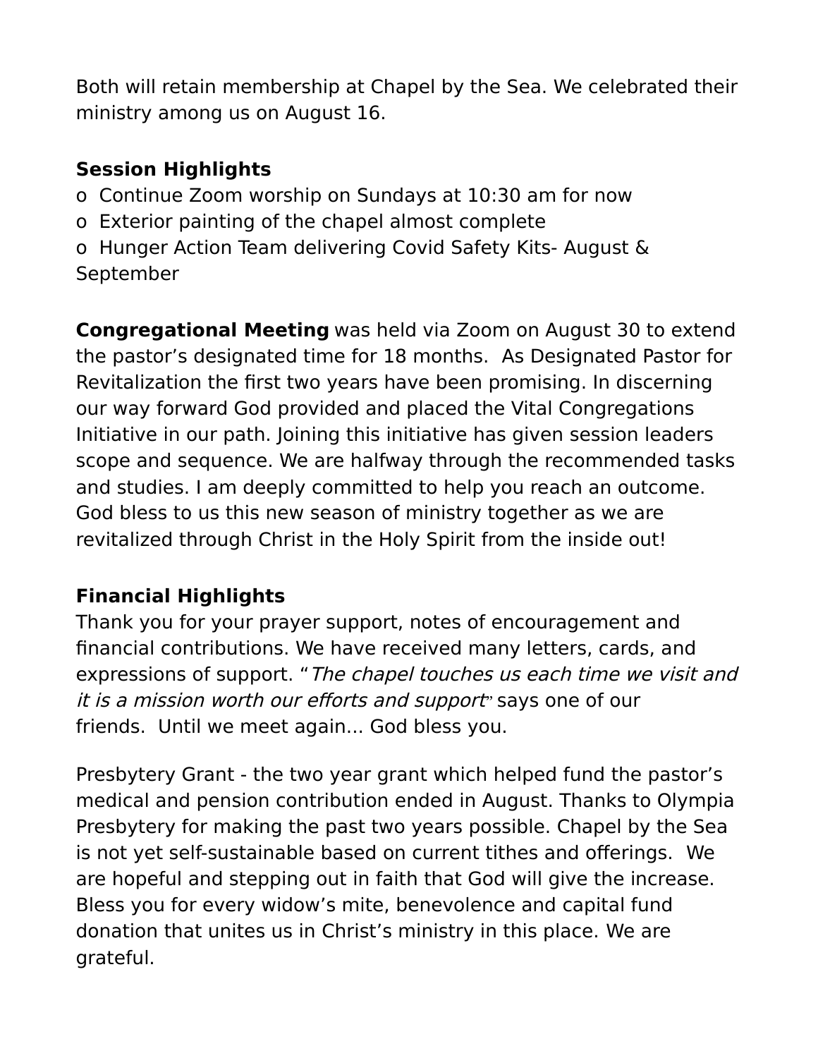Both will retain membership at Chapel by the Sea. We celebrated their ministry among us on August 16.

**Session Highlights**

- Continue Zoom worship on Sundays at 10:30 am for now
- Exterior painting of the chapel almost complete
- Hunger Action Team delivering Covid Safety Kits- August & September

**Congregational Meeting** was held via Zoom on August 30 to extend the pastor's designated time for 18 months. As Designated Pastor for Revitalization the first two years have been promising. In discerning our way forward God provided and placed the Vital Congregations Initiative in our path. Joining this initiative has given session leaders scope and sequence. We are halfway through the recommended tasks and studies. I am deeply committed to help you reach an outcome. God bless to us this new season of ministry together as we are revitalized through Christ in the Holy Spirit from the inside out!

**Financial Highlights**

Thank you for your prayer support, notes of encouragement and financial contributions. We have received many letters, cards, and expressions of support. "*The chapel touches us each time we visit and it is a mission worth our efforts and support*" says one of our friends. Until we meet again... God bless you.

Presbytery Grant - the two year grant which helped fund the pastor's medical and pension contribution ended in August. Thanks to Olympia Presbytery for making the past two years possible. Chapel by the Sea is not yet self-sustainable based on current tithes and offerings. We are hopeful and stepping out in faith that God will give the increase. Bless you for every widow's mite, benevolence and capital fund donation that unites us in Christ's ministry in this place. We are grateful.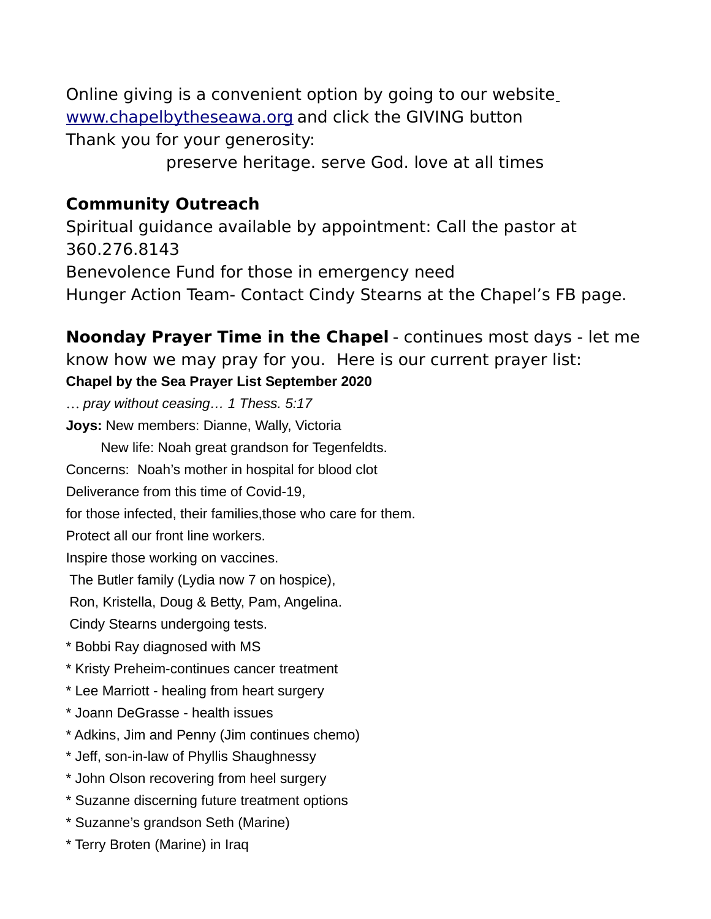Online giving is a convenient option by going to our website [www.chapelbytheseawa.org](http://www.chapelbytheseawa.org) and click the GIVING button
Thank you for your generosity:

preserve heritage. serve God. love at all times

**Community Outreach**

Spiritual guidance available by appointment: Call the pastor at 360.276.8143
Benevolence Fund for those in emergency need
Hunger Action Team- Contact Cindy Stearns at the Chapel's FB page.

**Noonday Prayer Time in the Chapel** - continues most days - let me know how we may pray for you. Here is our current prayer list:

**Chapel by the Sea Prayer List September 2020**

*… pray without ceasing… 1 Thess. 5:17*

**Joys:** New members: Dianne, Wally, Victoria

New life: Noah great grandson for Tegenfeldts.

Concerns: Noah's mother in hospital for blood clot

Deliverance from this time of Covid-19,

for those infected, their families,those who care for them.

Protect all our front line workers.

Inspire those working on vaccines.

The Butler family (Lydia now 7 on hospice),

Ron, Kristella, Doug & Betty, Pam, Angelina.

Cindy Stearns undergoing tests.

* Bobbi Ray diagnosed with MS
* Kristy Preheim-continues cancer treatment
* Lee Marriott - healing from heart surgery
* Joann DeGrasse - health issues
* Adkins, Jim and Penny (Jim continues chemo)
* Jeff, son-in-law of Phyllis Shaughnessy
* John Olson recovering from heel surgery
* Suzanne discerning future treatment options
* Suzanne's grandson Seth (Marine)
* Terry Broten (Marine) in Iraq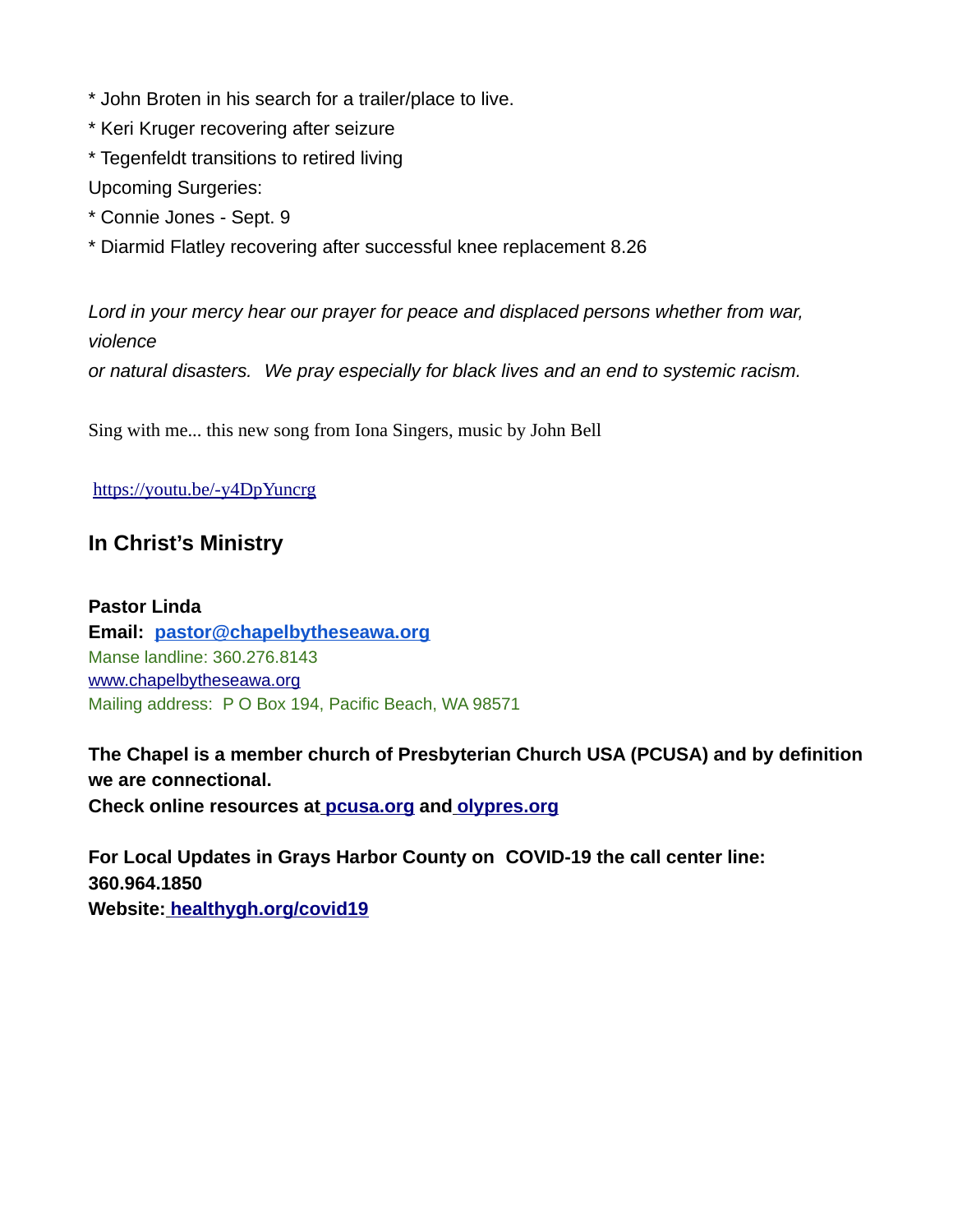* John Broten in his search for a trailer/place to live.
* Keri Kruger recovering after seizure
* Tegenfeldt transitions to retired living

Upcoming Surgeries:

* Connie Jones - Sept. 9
* Diarmid Flatley recovering after successful knee replacement 8.26

*Lord in your mercy hear our prayer for peace and displaced persons whether from war, violence or natural disasters. We pray especially for black lives and an end to systemic racism.*

Sing with me... this new song from Iona Singers, music by John Bell

https://youtu.be/-y4DpYuncrg

## In Christ's Ministry

**Pastor Linda**
**Email: pastor@chapelbytheseawa.org**
Manse landline: 360.276.8143
www.chapelbytheseawa.org
Mailing address: P O Box 194, Pacific Beach, WA 98571

**The Chapel is a member church of Presbyterian Church USA (PCUSA) and by definition we are connectional.**
**Check online resources at pcusa.org and olypres.org**

**For Local Updates in Grays Harbor County on COVID-19 the call center line: 360.964.1850**
**Website: healthygh.org/covid19**